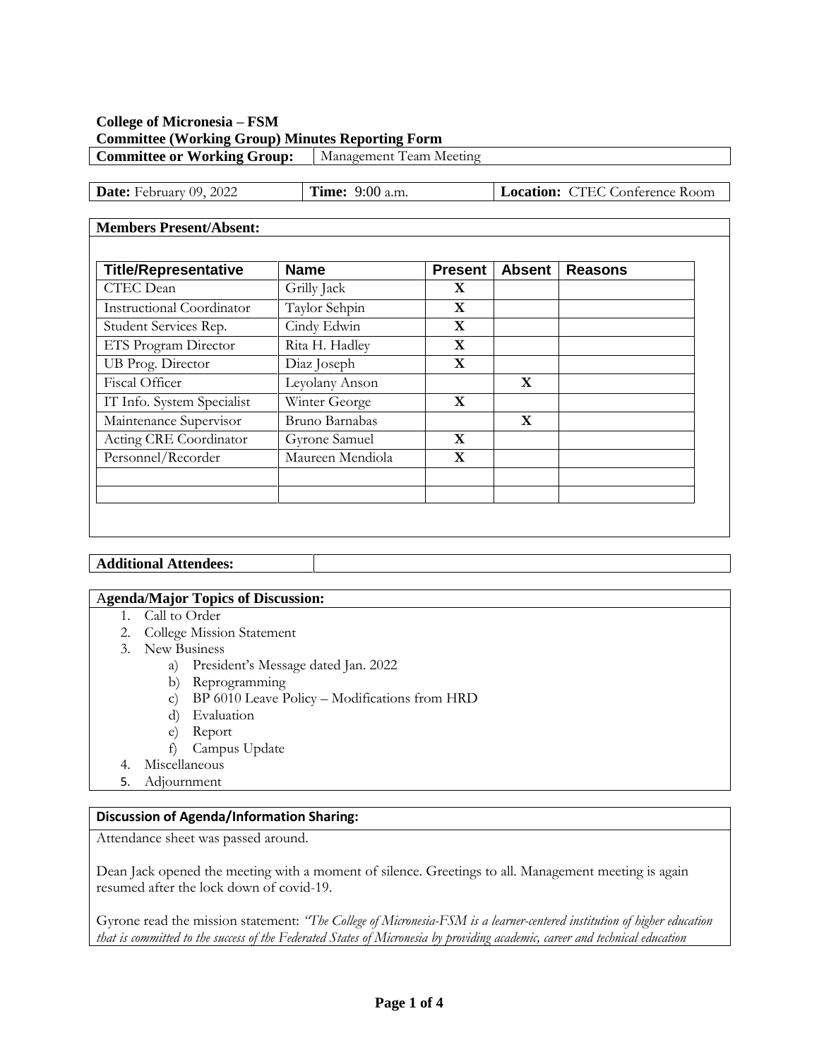**College of Micronesia – FSM**
**Committee (Working Group) Minutes Reporting Form**

| | |
|---|---|
| **Committee or Working Group:** | Management Team Meeting |

| | | |
|---|---|---|
| **Date:** February 09, 2022 | **Time:** 9:00 a.m. | **Location:** CTEC Conference Room |

**Members Present/Absent:**

| Title/Representative | Name | Present | Absent | Reasons |
|---|---|---|---|---|
| CTEC Dean | Grilly Jack | X | | |
| Instructional Coordinator | Taylor Sehpin | X | | |
| Student Services Rep. | Cindy Edwin | X | | |
| ETS Program Director | Rita H. Hadley | X | | |
| UB Prog. Director | Diaz Joseph | X | | |
| Fiscal Officer | Leyolany Anson | | X | |
| IT Info. System Specialist | Winter George | X | | |
| Maintenance Supervisor | Bruno Barnabas | | X | |
| Acting CRE Coordinator | Gyrone Samuel | X | | |
| Personnel/Recorder | Maureen Mendiola | X | | |
| | | | | |
| | | | | |

| | |
|---|---|
| **Additional Attendees:** | |

**Agenda/Major Topics of Discussion:**

1. Call to Order
2. College Mission Statement
3. New Business
   a) President's Message dated Jan. 2022
   b) Reprogramming
   c) BP 6010 Leave Policy – Modifications from HRD
   d) Evaluation
   e) Report
   f) Campus Update
4. Miscellaneous
5. Adjournment

**Discussion of Agenda/Information Sharing:**

Attendance sheet was passed around.

Dean Jack opened the meeting with a moment of silence. Greetings to all. Management meeting is again resumed after the lock down of covid-19.

Gyrone read the mission statement: *"The College of Micronesia-FSM is a learner-centered institution of higher education that is committed to the success of the Federated States of Micronesia by providing academic, career and technical education*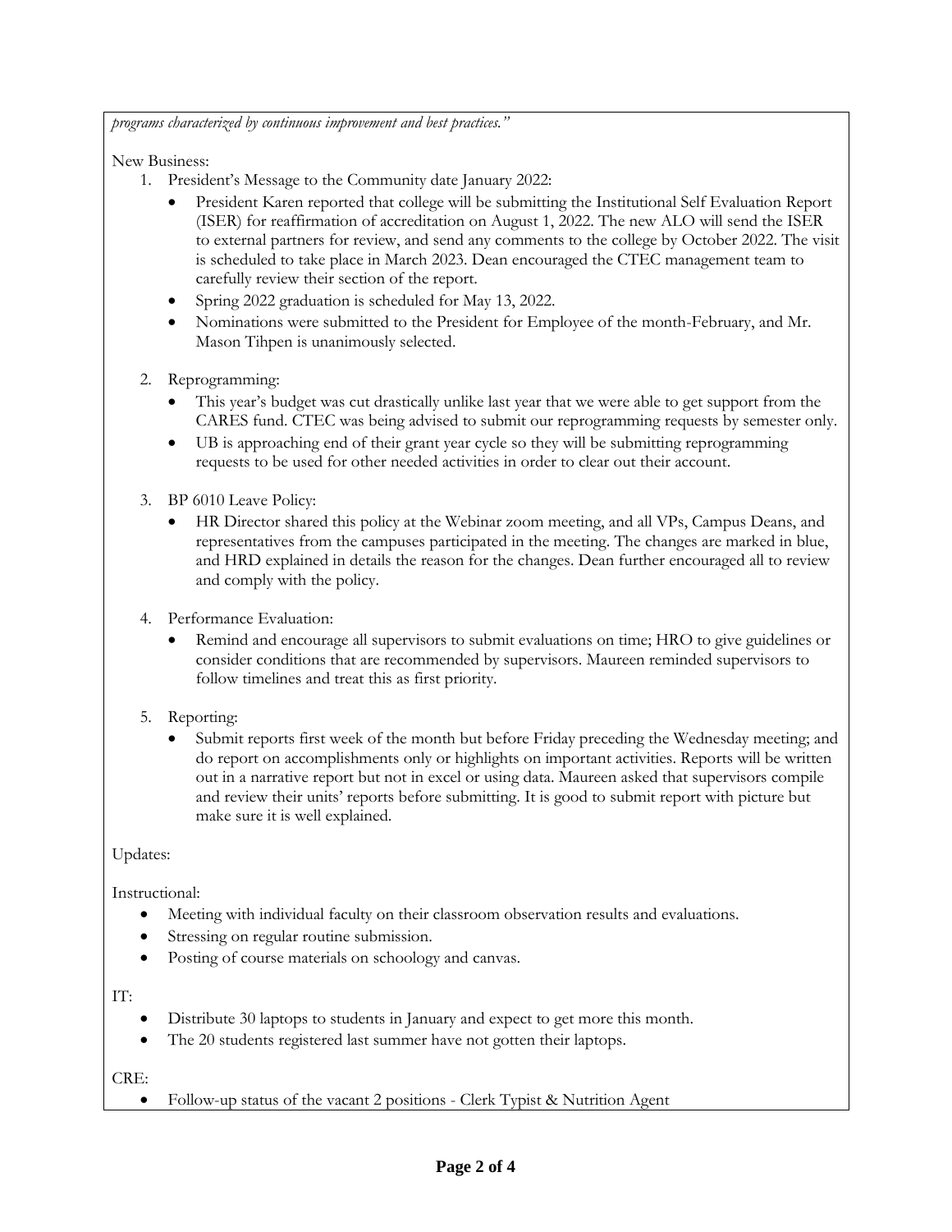*programs characterized by continuous improvement and best practices."*

New Business:

1. President's Message to the Community date January 2022:
   - President Karen reported that college will be submitting the Institutional Self Evaluation Report (ISER) for reaffirmation of accreditation on August 1, 2022. The new ALO will send the ISER to external partners for review, and send any comments to the college by October 2022. The visit is scheduled to take place in March 2023. Dean encouraged the CTEC management team to carefully review their section of the report.
   - Spring 2022 graduation is scheduled for May 13, 2022.
   - Nominations were submitted to the President for Employee of the month-February, and Mr. Mason Tihpen is unanimously selected.

2. Reprogramming:
   - This year's budget was cut drastically unlike last year that we were able to get support from the CARES fund. CTEC was being advised to submit our reprogramming requests by semester only.
   - UB is approaching end of their grant year cycle so they will be submitting reprogramming requests to be used for other needed activities in order to clear out their account.

3. BP 6010 Leave Policy:
   - HR Director shared this policy at the Webinar zoom meeting, and all VPs, Campus Deans, and representatives from the campuses participated in the meeting. The changes are marked in blue, and HRD explained in details the reason for the changes. Dean further encouraged all to review and comply with the policy.

4. Performance Evaluation:
   - Remind and encourage all supervisors to submit evaluations on time; HRO to give guidelines or consider conditions that are recommended by supervisors. Maureen reminded supervisors to follow timelines and treat this as first priority.

5. Reporting:
   - Submit reports first week of the month but before Friday preceding the Wednesday meeting; and do report on accomplishments only or highlights on important activities. Reports will be written out in a narrative report but not in excel or using data. Maureen asked that supervisors compile and review their units' reports before submitting. It is good to submit report with picture but make sure it is well explained.

Updates:

Instructional:

- Meeting with individual faculty on their classroom observation results and evaluations.
- Stressing on regular routine submission.
- Posting of course materials on schoology and canvas.

IT:

- Distribute 30 laptops to students in January and expect to get more this month.
- The 20 students registered last summer have not gotten their laptops.

CRE:

- Follow-up status of the vacant 2 positions - Clerk Typist & Nutrition Agent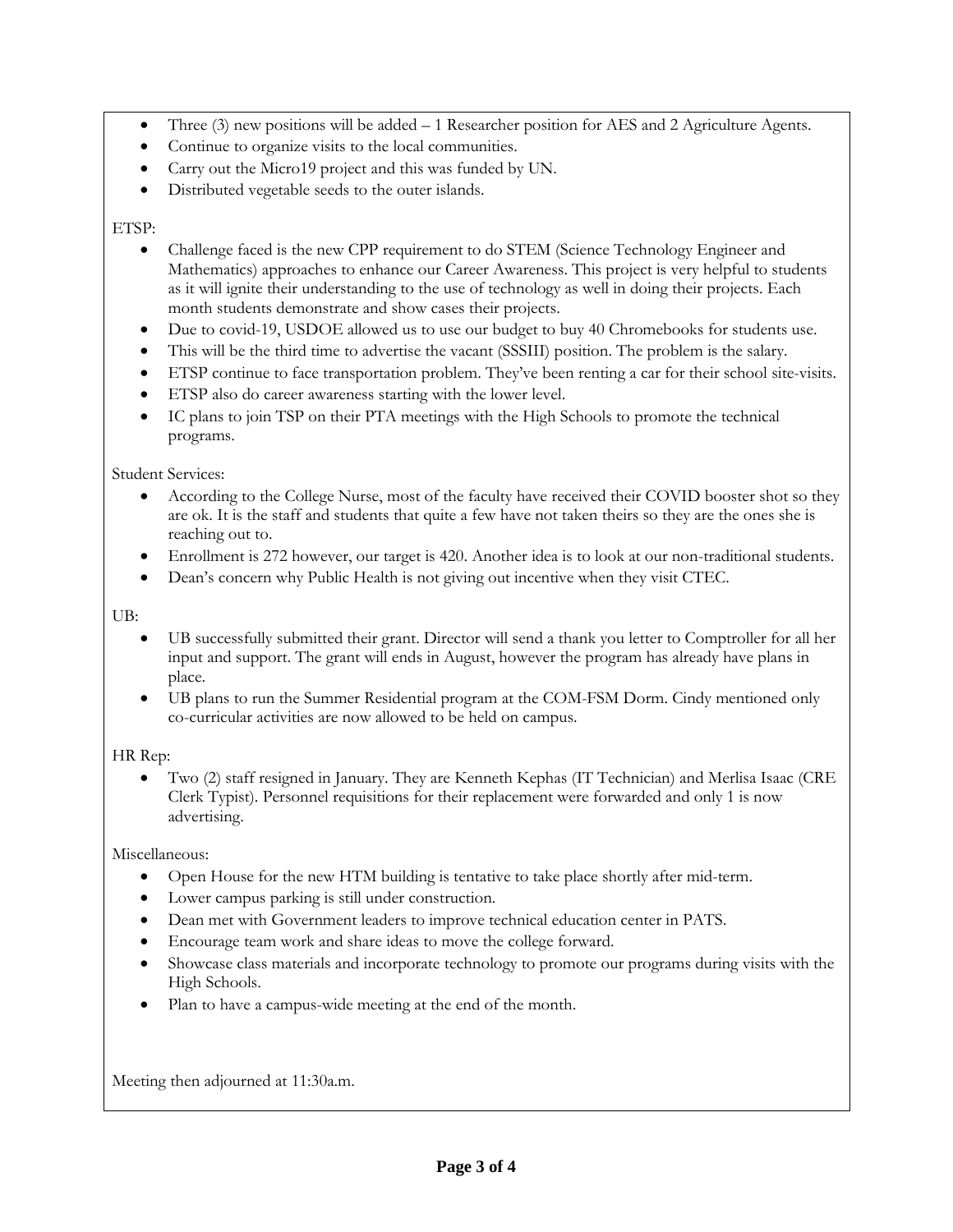- Three (3) new positions will be added – 1 Researcher position for AES and 2 Agriculture Agents.
- Continue to organize visits to the local communities.
- Carry out the Micro19 project and this was funded by UN.
- Distributed vegetable seeds to the outer islands.

ETSP:

- Challenge faced is the new CPP requirement to do STEM (Science Technology Engineer and Mathematics) approaches to enhance our Career Awareness. This project is very helpful to students as it will ignite their understanding to the use of technology as well in doing their projects. Each month students demonstrate and show cases their projects.
- Due to covid-19, USDOE allowed us to use our budget to buy 40 Chromebooks for students use.
- This will be the third time to advertise the vacant (SSSIII) position. The problem is the salary.
- ETSP continue to face transportation problem. They've been renting a car for their school site-visits.
- ETSP also do career awareness starting with the lower level.
- IC plans to join TSP on their PTA meetings with the High Schools to promote the technical programs.

Student Services:

- According to the College Nurse, most of the faculty have received their COVID booster shot so they are ok. It is the staff and students that quite a few have not taken theirs so they are the ones she is reaching out to.
- Enrollment is 272 however, our target is 420. Another idea is to look at our non-traditional students.
- Dean's concern why Public Health is not giving out incentive when they visit CTEC.

UB:

- UB successfully submitted their grant. Director will send a thank you letter to Comptroller for all her input and support. The grant will ends in August, however the program has already have plans in place.
- UB plans to run the Summer Residential program at the COM-FSM Dorm. Cindy mentioned only co-curricular activities are now allowed to be held on campus.

HR Rep:

- Two (2) staff resigned in January. They are Kenneth Kephas (IT Technician) and Merlisa Isaac (CRE Clerk Typist). Personnel requisitions for their replacement were forwarded and only 1 is now advertising.

Miscellaneous:

- Open House for the new HTM building is tentative to take place shortly after mid-term.
- Lower campus parking is still under construction.
- Dean met with Government leaders to improve technical education center in PATS.
- Encourage team work and share ideas to move the college forward.
- Showcase class materials and incorporate technology to promote our programs during visits with the High Schools.
- Plan to have a campus-wide meeting at the end of the month.

Meeting then adjourned at 11:30a.m.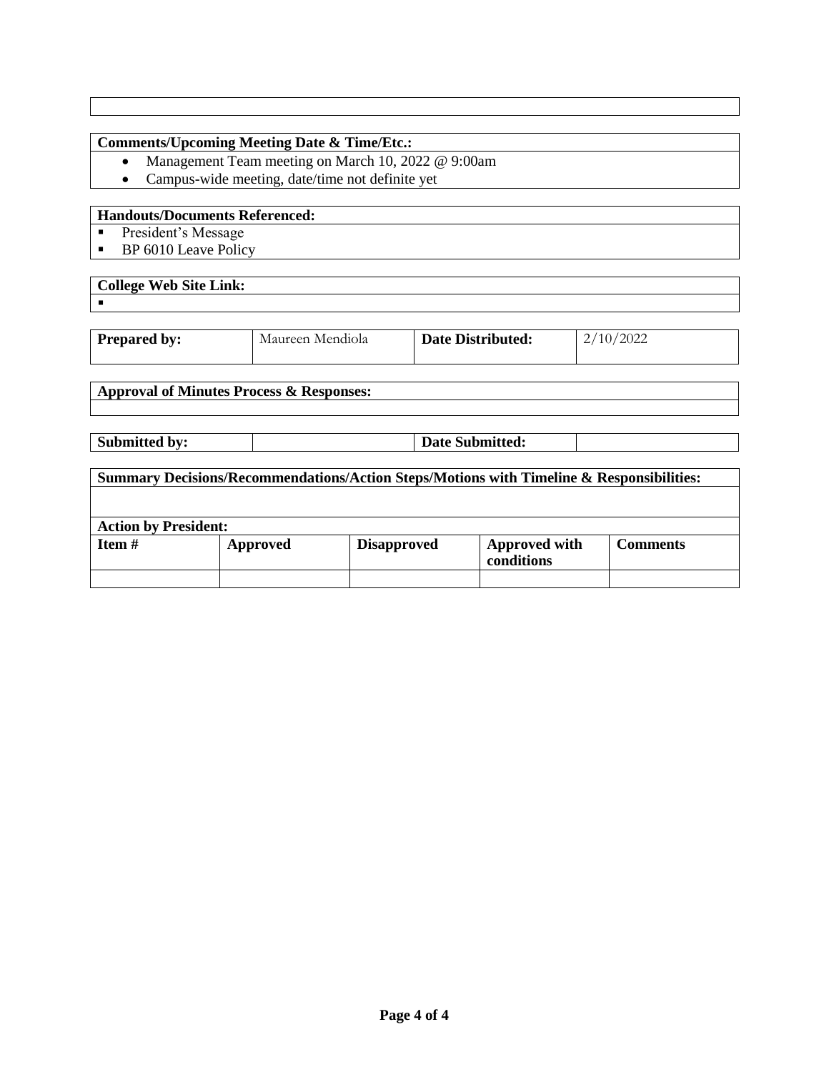**Comments/Upcoming Meeting Date & Time/Etc.:**

- Management Team meeting on March 10, 2022 @ 9:00am
- Campus-wide meeting, date/time not definite yet

**Handouts/Documents Referenced:**

- President's Message
- BP 6010 Leave Policy

**College Web Site Link:**

-

| | | | |
|---|---|---|---|
| **Prepared by:** | Maureen Mendiola | **Date Distributed:** | 2/10/2022 |

**Approval of Minutes Process & Responses:**

| | | | |
|---|---|---|---|
| **Submitted by:** | | **Date Submitted:** | |

**Summary Decisions/Recommendations/Action Steps/Motions with Timeline & Responsibilities:**

**Action by President:**

| Item # | Approved | Disapproved | Approved with conditions | Comments |
|---|---|---|---|---|
| | | | | |